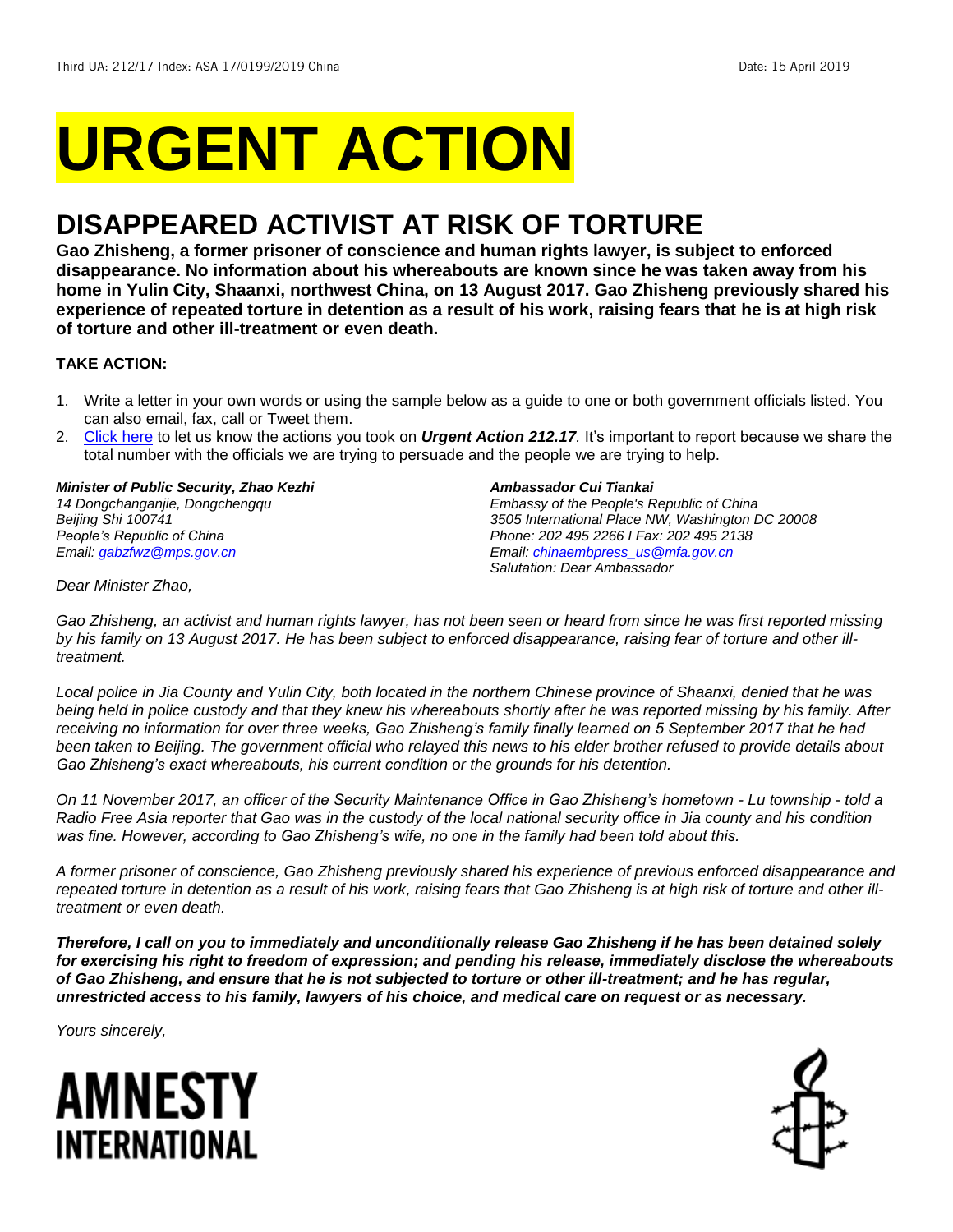Third UA: 212/17 Index: ASA 17/0199/2019 China Date: 15 April 2019

# URGENT ACTION

## DISAPPEARED ACTIVIST AT RISK OF TORTURE

**Gao Zhisheng, a former prisoner of conscience and human rights lawyer, is subject to enforced disappearance. No information about his whereabouts are known since he was taken away from his home in Yulin City, Shaanxi, northwest China, on 13 August 2017. Gao Zhisheng previously shared his experience of repeated torture in detention as a result of his work, raising fears that he is at high risk of torture and other ill-treatment or even death.**

**TAKE ACTION:**

1. Write a letter in your own words or using the sample below as a guide to one or both government officials listed. You can also email, fax, call or Tweet them.
2. Click here to let us know the actions you took on ***Urgent Action 212.17***. It's important to report because we share the total number with the officials we are trying to persuade and the people we are trying to help.

***Minister of Public Security, Zhao Kezhi***
*14 Dongchanganjie, Dongchengqu*
*Beijing Shi 100741*
*People's Republic of China*
*Email: gabzfwz@mps.gov.cn*

***Ambassador Cui Tiankai***
*Embassy of the People's Republic of China*
*3505 International Place NW, Washington DC 20008*
*Phone: 202 495 2266 I Fax: 202 495 2138*
*Email: chinaembpress_us@mfa.gov.cn*
*Salutation: Dear Ambassador*

*Dear Minister Zhao,*

*Gao Zhisheng, an activist and human rights lawyer, has not been seen or heard from since he was first reported missing by his family on 13 August 2017. He has been subject to enforced disappearance, raising fear of torture and other ill-treatment.*

*Local police in Jia County and Yulin City, both located in the northern Chinese province of Shaanxi, denied that he was being held in police custody and that they knew his whereabouts shortly after he was reported missing by his family. After receiving no information for over three weeks, Gao Zhisheng's family finally learned on 5 September 2017 that he had been taken to Beijing. The government official who relayed this news to his elder brother refused to provide details about Gao Zhisheng's exact whereabouts, his current condition or the grounds for his detention.*

*On 11 November 2017, an officer of the Security Maintenance Office in Gao Zhisheng's hometown - Lu township - told a Radio Free Asia reporter that Gao was in the custody of the local national security office in Jia county and his condition was fine. However, according to Gao Zhisheng's wife, no one in the family had been told about this.*

*A former prisoner of conscience, Gao Zhisheng previously shared his experience of previous enforced disappearance and repeated torture in detention as a result of his work, raising fears that Gao Zhisheng is at high risk of torture and other ill-treatment or even death.*

***Therefore, I call on you to immediately and unconditionally release Gao Zhisheng if he has been detained solely for exercising his right to freedom of expression; and pending his release, immediately disclose the whereabouts of Gao Zhisheng, and ensure that he is not subjected to torture or other ill-treatment; and he has regular, unrestricted access to his family, lawyers of his choice, and medical care on request or as necessary.***

*Yours sincerely,*

AMNESTY INTERNATIONAL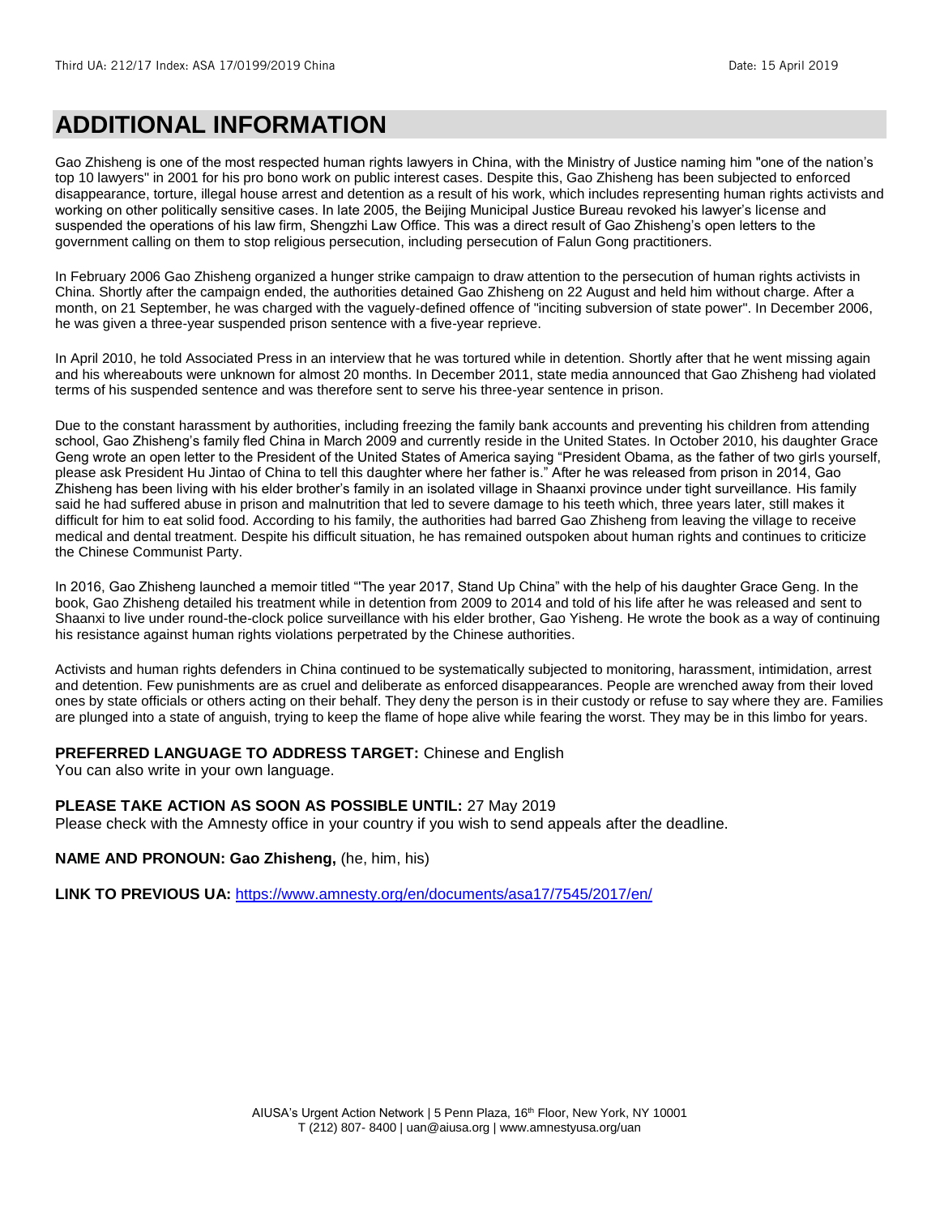# ADDITIONAL INFORMATION

Gao Zhisheng is one of the most respected human rights lawyers in China, with the Ministry of Justice naming him "one of the nation's top 10 lawyers" in 2001 for his pro bono work on public interest cases. Despite this, Gao Zhisheng has been subjected to enforced disappearance, torture, illegal house arrest and detention as a result of his work, which includes representing human rights activists and working on other politically sensitive cases. In late 2005, the Beijing Municipal Justice Bureau revoked his lawyer's license and suspended the operations of his law firm, Shengzhi Law Office. This was a direct result of Gao Zhisheng's open letters to the government calling on them to stop religious persecution, including persecution of Falun Gong practitioners.

In February 2006 Gao Zhisheng organized a hunger strike campaign to draw attention to the persecution of human rights activists in China. Shortly after the campaign ended, the authorities detained Gao Zhisheng on 22 August and held him without charge. After a month, on 21 September, he was charged with the vaguely-defined offence of "inciting subversion of state power". In December 2006, he was given a three-year suspended prison sentence with a five-year reprieve.

In April 2010, he told Associated Press in an interview that he was tortured while in detention. Shortly after that he went missing again and his whereabouts were unknown for almost 20 months. In December 2011, state media announced that Gao Zhisheng had violated terms of his suspended sentence and was therefore sent to serve his three-year sentence in prison.

Due to the constant harassment by authorities, including freezing the family bank accounts and preventing his children from attending school, Gao Zhisheng's family fled China in March 2009 and currently reside in the United States. In October 2010, his daughter Grace Geng wrote an open letter to the President of the United States of America saying "President Obama, as the father of two girls yourself, please ask President Hu Jintao of China to tell this daughter where her father is." After he was released from prison in 2014, Gao Zhisheng has been living with his elder brother's family in an isolated village in Shaanxi province under tight surveillance. His family said he had suffered abuse in prison and malnutrition that led to severe damage to his teeth which, three years later, still makes it difficult for him to eat solid food. According to his family, the authorities had barred Gao Zhisheng from leaving the village to receive medical and dental treatment. Despite his difficult situation, he has remained outspoken about human rights and continues to criticize the Chinese Communist Party.

In 2016, Gao Zhisheng launched a memoir titled "'The year 2017, Stand Up China" with the help of his daughter Grace Geng. In the book, Gao Zhisheng detailed his treatment while in detention from 2009 to 2014 and told of his life after he was released and sent to Shaanxi to live under round-the-clock police surveillance with his elder brother, Gao Yisheng. He wrote the book as a way of continuing his resistance against human rights violations perpetrated by the Chinese authorities.

Activists and human rights defenders in China continued to be systematically subjected to monitoring, harassment, intimidation, arrest and detention. Few punishments are as cruel and deliberate as enforced disappearances. People are wrenched away from their loved ones by state officials or others acting on their behalf. They deny the person is in their custody or refuse to say where they are. Families are plunged into a state of anguish, trying to keep the flame of hope alive while fearing the worst. They may be in this limbo for years.

**PREFERRED LANGUAGE TO ADDRESS TARGET:** Chinese and English
You can also write in your own language.

**PLEASE TAKE ACTION AS SOON AS POSSIBLE UNTIL:** 27 May 2019
Please check with the Amnesty office in your country if you wish to send appeals after the deadline.

**NAME AND PRONOUN: Gao Zhisheng,** (he, him, his)

**LINK TO PREVIOUS UA:** https://www.amnesty.org/en/documents/asa17/7545/2017/en/